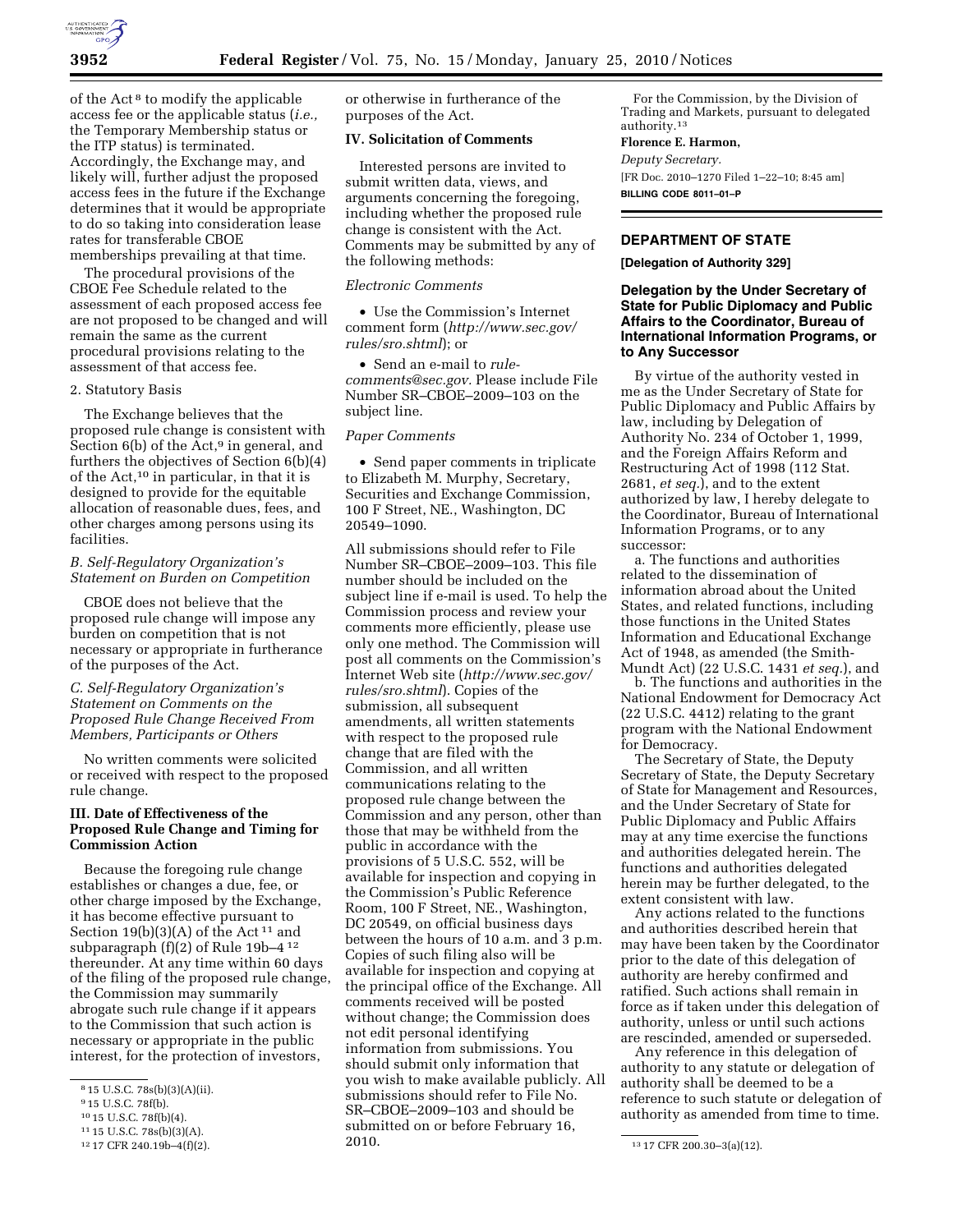of the Act [8] to modify the applicable access fee or the applicable status (*i.e.,* the Temporary Membership status or the ITP status) is terminated. Accordingly, the Exchange may, and likely will, further adjust the proposed access fees in the future if the Exchange determines that it would be appropriate to do so taking into consideration lease rates for transferable CBOE memberships prevailing at that time.

The procedural provisions of the CBOE Fee Schedule related to the assessment of each proposed access fee are not proposed to be changed and will remain the same as the current procedural provisions relating to the assessment of that access fee.

2. Statutory Basis

The Exchange believes that the proposed rule change is consistent with Section 6(b) of the Act,[9] in general, and furthers the objectives of Section 6(b)(4) of the Act,[10] in particular, in that it is designed to provide for the equitable allocation of reasonable dues, fees, and other charges among persons using its facilities.

*B. Self-Regulatory Organization's Statement on Burden on Competition*

CBOE does not believe that the proposed rule change will impose any burden on competition that is not necessary or appropriate in furtherance of the purposes of the Act.

*C. Self-Regulatory Organization's Statement on Comments on the Proposed Rule Change Received From Members, Participants or Others*

No written comments were solicited or received with respect to the proposed rule change.

## III. Date of Effectiveness of the Proposed Rule Change and Timing for Commission Action

Because the foregoing rule change establishes or changes a due, fee, or other charge imposed by the Exchange, it has become effective pursuant to Section 19(b)(3)(A) of the Act [11] and subparagraph (f)(2) of Rule 19b–4 [12] thereunder. At any time within 60 days of the filing of the proposed rule change, the Commission may summarily abrogate such rule change if it appears to the Commission that such action is necessary or appropriate in the public interest, for the protection of investors, or otherwise in furtherance of the purposes of the Act.

## IV. Solicitation of Comments

Interested persons are invited to submit written data, views, and arguments concerning the foregoing, including whether the proposed rule change is consistent with the Act. Comments may be submitted by any of the following methods:

*Electronic Comments*

- Use the Commission's Internet comment form (*http://www.sec.gov/rules/sro.shtml*); or
- Send an e-mail to *rule-comments@sec.gov*. Please include File Number SR–CBOE–2009–103 on the subject line.

*Paper Comments*

- Send paper comments in triplicate to Elizabeth M. Murphy, Secretary, Securities and Exchange Commission, 100 F Street, NE., Washington, DC 20549–1090.

All submissions should refer to File Number SR–CBOE–2009–103. This file number should be included on the subject line if e-mail is used. To help the Commission process and review your comments more efficiently, please use only one method. The Commission will post all comments on the Commission's Internet Web site (*http://www.sec.gov/rules/sro.shtml*). Copies of the submission, all subsequent amendments, all written statements with respect to the proposed rule change that are filed with the Commission, and all written communications relating to the proposed rule change between the Commission and any person, other than those that may be withheld from the public in accordance with the provisions of 5 U.S.C. 552, will be available for inspection and copying in the Commission's Public Reference Room, 100 F Street, NE., Washington, DC 20549, on official business days between the hours of 10 a.m. and 3 p.m. Copies of such filing also will be available for inspection and copying at the principal office of the Exchange. All comments received will be posted without change; the Commission does not edit personal identifying information from submissions. You should submit only information that you wish to make available publicly. All submissions should refer to File No. SR–CBOE–2009–103 and should be submitted on or before February 16, 2010.

For the Commission, by the Division of Trading and Markets, pursuant to delegated authority.[13]

**Florence E. Harmon,**

*Deputy Secretary.*

[FR Doc. 2010–1270 Filed 1–22–10; 8:45 am]

**BILLING CODE 8011–01–P**

[8] 15 U.S.C. 78s(b)(3)(A)(ii).

[9] 15 U.S.C. 78f(b).

[10] 15 U.S.C. 78f(b)(4).

[11] 15 U.S.C. 78s(b)(3)(A).

[12] 17 CFR 240.19b–4(f)(2).

[13] 17 CFR 200.30–3(a)(12).

## DEPARTMENT OF STATE

**[Delegation of Authority 329]**

### Delegation by the Under Secretary of State for Public Diplomacy and Public Affairs to the Coordinator, Bureau of International Information Programs, or to Any Successor

By virtue of the authority vested in me as the Under Secretary of State for Public Diplomacy and Public Affairs by law, including by Delegation of Authority No. 234 of October 1, 1999, and the Foreign Affairs Reform and Restructuring Act of 1998 (112 Stat. 2681, *et seq.*), and to the extent authorized by law, I hereby delegate to the Coordinator, Bureau of International Information Programs, or to any successor:

a. The functions and authorities related to the dissemination of information abroad about the United States, and related functions, including those functions in the United States Information and Educational Exchange Act of 1948, as amended (the Smith-Mundt Act) (22 U.S.C. 1431 *et seq.*), and

b. The functions and authorities in the National Endowment for Democracy Act (22 U.S.C. 4412) relating to the grant program with the National Endowment for Democracy.

The Secretary of State, the Deputy Secretary of State, the Deputy Secretary of State for Management and Resources, and the Under Secretary of State for Public Diplomacy and Public Affairs may at any time exercise the functions and authorities delegated herein. The functions and authorities delegated herein may be further delegated, to the extent consistent with law.

Any actions related to the functions and authorities described herein that may have been taken by the Coordinator prior to the date of this delegation of authority are hereby confirmed and ratified. Such actions shall remain in force as if taken under this delegation of authority, unless or until such actions are rescinded, amended or superseded.

Any reference in this delegation of authority to any statute or delegation of authority shall be deemed to be a reference to such statute or delegation of authority as amended from time to time.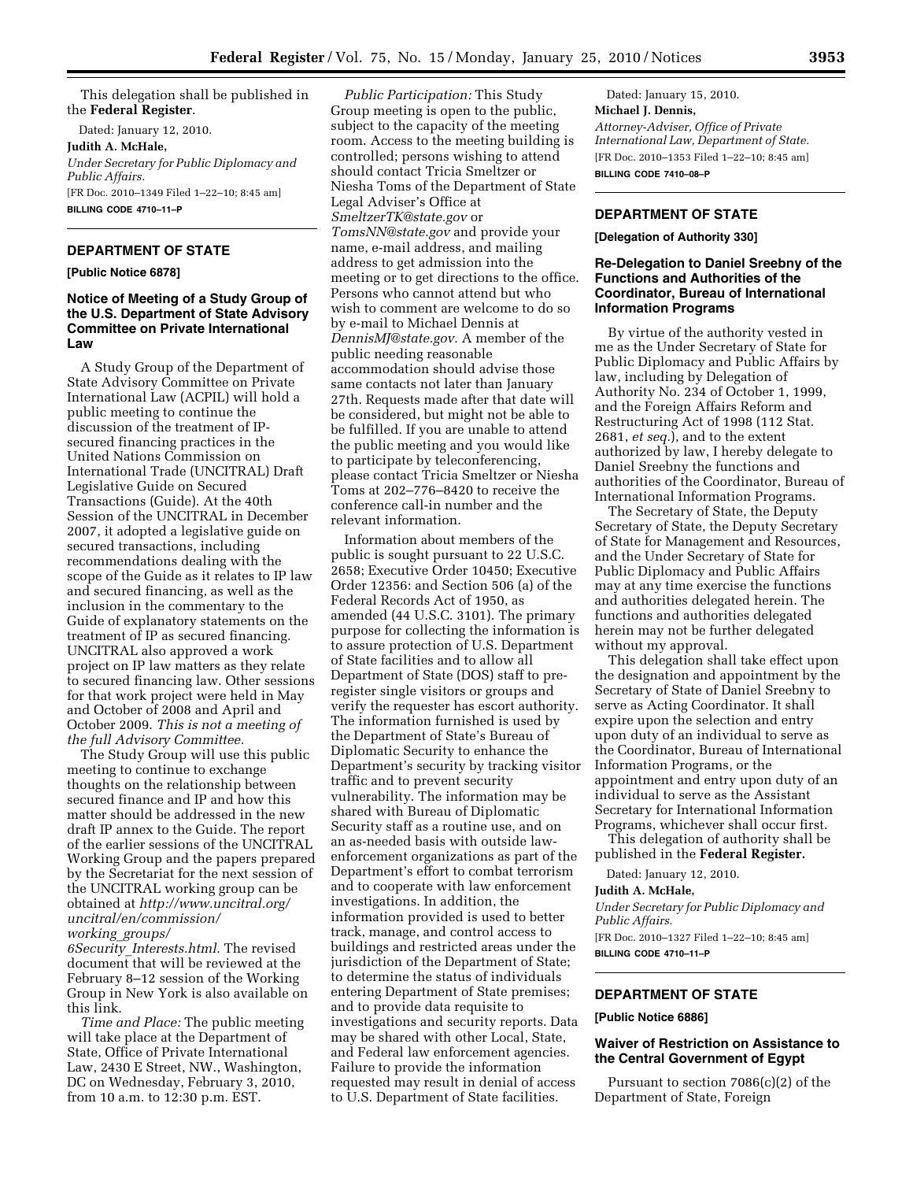This delegation shall be published in the **Federal Register**.

Dated: January 12, 2010.

**Judith A. McHale,**

*Under Secretary for Public Diplomacy and Public Affairs.*

[FR Doc. 2010–1349 Filed 1–22–10; 8:45 am]

**BILLING CODE 4710–11–P**

---

## DEPARTMENT OF STATE

**[Public Notice 6878]**

### Notice of Meeting of a Study Group of the U.S. Department of State Advisory Committee on Private International Law

A Study Group of the Department of State Advisory Committee on Private International Law (ACPIL) will hold a public meeting to continue the discussion of the treatment of IP-secured financing practices in the United Nations Commission on International Trade (UNCITRAL) Draft Legislative Guide on Secured Transactions (Guide). At the 40th Session of the UNCITRAL in December 2007, it adopted a legislative guide on secured transactions, including recommendations dealing with the scope of the Guide as it relates to IP law and secured financing, as well as the inclusion in the commentary to the Guide of explanatory statements on the treatment of IP as secured financing. UNCITRAL also approved a work project on IP law matters as they relate to secured financing law. Other sessions for that work project were held in May and October of 2008 and April and October 2009. *This is not a meeting of the full Advisory Committee.*

The Study Group will use this public meeting to continue to exchange thoughts on the relationship between secured finance and IP and how this matter should be addressed in the new draft IP annex to the Guide. The report of the earlier sessions of the UNCITRAL Working Group and the papers prepared by the Secretariat for the next session of the UNCITRAL working group can be obtained at *http://www.uncitral.org/uncitral/en/commission/working_groups/6Security_Interests.html.* The revised document that will be reviewed at the February 8–12 session of the Working Group in New York is also available on this link.

*Time and Place:* The public meeting will take place at the Department of State, Office of Private International Law, 2430 E Street, NW., Washington, DC on Wednesday, February 3, 2010, from 10 a.m. to 12:30 p.m. EST.

*Public Participation:* This Study Group meeting is open to the public, subject to the capacity of the meeting room. Access to the meeting building is controlled; persons wishing to attend should contact Tricia Smeltzer or Niesha Toms of the Department of State Legal Adviser's Office at *SmeltzerTK@state.gov* or *TomsNN@state.gov* and provide your name, e-mail address, and mailing address to get admission into the meeting or to get directions to the office. Persons who cannot attend but who wish to comment are welcome to do so by e-mail to Michael Dennis at *DennisMJ@state.gov.* A member of the public needing reasonable accommodation should advise those same contacts not later than January 27th. Requests made after that date will be considered, but might not be able to be fulfilled. If you are unable to attend the public meeting and you would like to participate by teleconferencing, please contact Tricia Smeltzer or Niesha Toms at 202–776–8420 to receive the conference call-in number and the relevant information.

Information about members of the public is sought pursuant to 22 U.S.C. 2658; Executive Order 10450; Executive Order 12356: and Section 506 (a) of the Federal Records Act of 1950, as amended (44 U.S.C. 3101). The primary purpose for collecting the information is to assure protection of U.S. Department of State facilities and to allow all Department of State (DOS) staff to pre-register single visitors or groups and verify the requester has escort authority. The information furnished is used by the Department of State's Bureau of Diplomatic Security to enhance the Department's security by tracking visitor traffic and to prevent security vulnerability. The information may be shared with Bureau of Diplomatic Security staff as a routine use, and on an as-needed basis with outside law-enforcement organizations as part of the Department's effort to combat terrorism and to cooperate with law enforcement investigations. In addition, the information provided is used to better track, manage, and control access to buildings and restricted areas under the jurisdiction of the Department of State; to determine the status of individuals entering Department of State premises; and to provide data requisite to investigations and security reports. Data may be shared with other Local, State, and Federal law enforcement agencies. Failure to provide the information requested may result in denial of access to U.S. Department of State facilities.

Dated: January 15, 2010.

**Michael J. Dennis,**

*Attorney-Adviser, Office of Private International Law, Department of State.*

[FR Doc. 2010–1353 Filed 1–22–10; 8:45 am]

**BILLING CODE 7410–08–P**

---

## DEPARTMENT OF STATE

**[Delegation of Authority 330]**

### Re-Delegation to Daniel Sreebny of the Functions and Authorities of the Coordinator, Bureau of International Information Programs

By virtue of the authority vested in me as the Under Secretary of State for Public Diplomacy and Public Affairs by law, including by Delegation of Authority No. 234 of October 1, 1999, and the Foreign Affairs Reform and Restructuring Act of 1998 (112 Stat. 2681, *et seq.*), and to the extent authorized by law, I hereby delegate to Daniel Sreebny the functions and authorities of the Coordinator, Bureau of International Information Programs.

The Secretary of State, the Deputy Secretary of State, the Deputy Secretary of State for Management and Resources, and the Under Secretary of State for Public Diplomacy and Public Affairs may at any time exercise the functions and authorities delegated herein. The functions and authorities delegated herein may not be further delegated without my approval.

This delegation shall take effect upon the designation and appointment by the Secretary of State of Daniel Sreebny to serve as Acting Coordinator. It shall expire upon the selection and entry upon duty of an individual to serve as the Coordinator, Bureau of International Information Programs, or the appointment and entry upon duty of an individual to serve as the Assistant Secretary for International Information Programs, whichever shall occur first.

This delegation of authority shall be published in the **Federal Register.**

Dated: January 12, 2010.

**Judith A. McHale,**

*Under Secretary for Public Diplomacy and Public Affairs.*

[FR Doc. 2010–1327 Filed 1–22–10; 8:45 am]

**BILLING CODE 4710–11–P**

---

## DEPARTMENT OF STATE

**[Public Notice 6886]**

### Waiver of Restriction on Assistance to the Central Government of Egypt

Pursuant to section 7086(c)(2) of the Department of State, Foreign